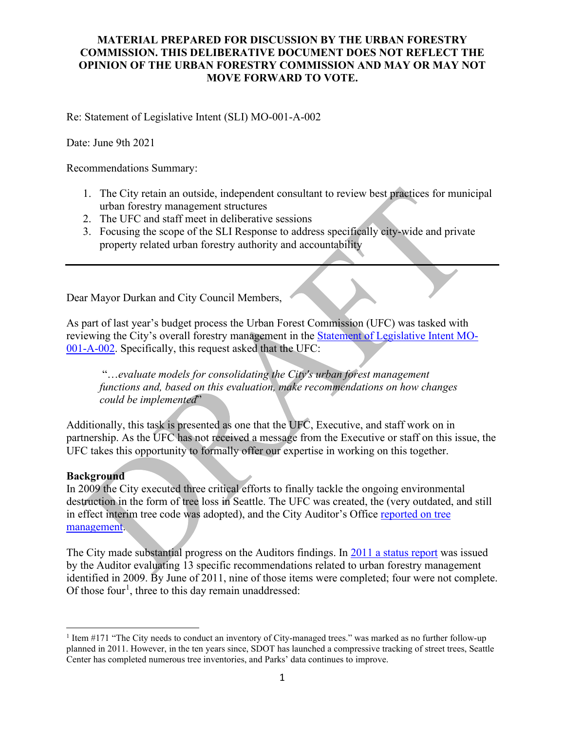**MATERIAL PREPARED FOR DISCUSSION BY THE URBAN FORESTRY COMMISSION. THIS DELIBERATIVE DOCUMENT DOES NOT REFLECT THE OPINION OF THE URBAN FORESTRY COMMISSION AND MAY OR MAY NOT MOVE FORWARD TO VOTE.**

Re: Statement of Legislative Intent (SLI) MO-001-A-002

Date: June 9th 2021

Recommendations Summary:

1. The City retain an outside, independent consultant to review best practices for municipal urban forestry management structures
2. The UFC and staff meet in deliberative sessions
3. Focusing the scope of the SLI Response to address specifically city-wide and private property related urban forestry authority and accountability

---

Dear Mayor Durkan and City Council Members,

As part of last year's budget process the Urban Forest Commission (UFC) was tasked with reviewing the City's overall forestry management in the Statement of Legislative Intent MO-001-A-002. Specifically, this request asked that the UFC:

> "…*evaluate models for consolidating the City's urban forest management functions and, based on this evaluation, make recommendations on how changes could be implemented*"

Additionally, this task is presented as one that the UFC, Executive, and staff work on in partnership. As the UFC has not received a message from the Executive or staff on this issue, the UFC takes this opportunity to formally offer our expertise in working on this together.

**Background**

In 2009 the City executed three critical efforts to finally tackle the ongoing environmental destruction in the form of tree loss in Seattle. The UFC was created, the (very outdated, and still in effect interim tree code was adopted), and the City Auditor's Office reported on tree management.

The City made substantial progress on the Auditors findings. In 2011 a status report was issued by the Auditor evaluating 13 specific recommendations related to urban forestry management identified in 2009. By June of 2011, nine of those items were completed; four were not complete. Of those four[1], three to this day remain unaddressed:

[1] Item #171 "The City needs to conduct an inventory of City-managed trees." was marked as no further follow-up planned in 2011. However, in the ten years since, SDOT has launched a compressive tracking of street trees, Seattle Center has completed numerous tree inventories, and Parks' data continues to improve.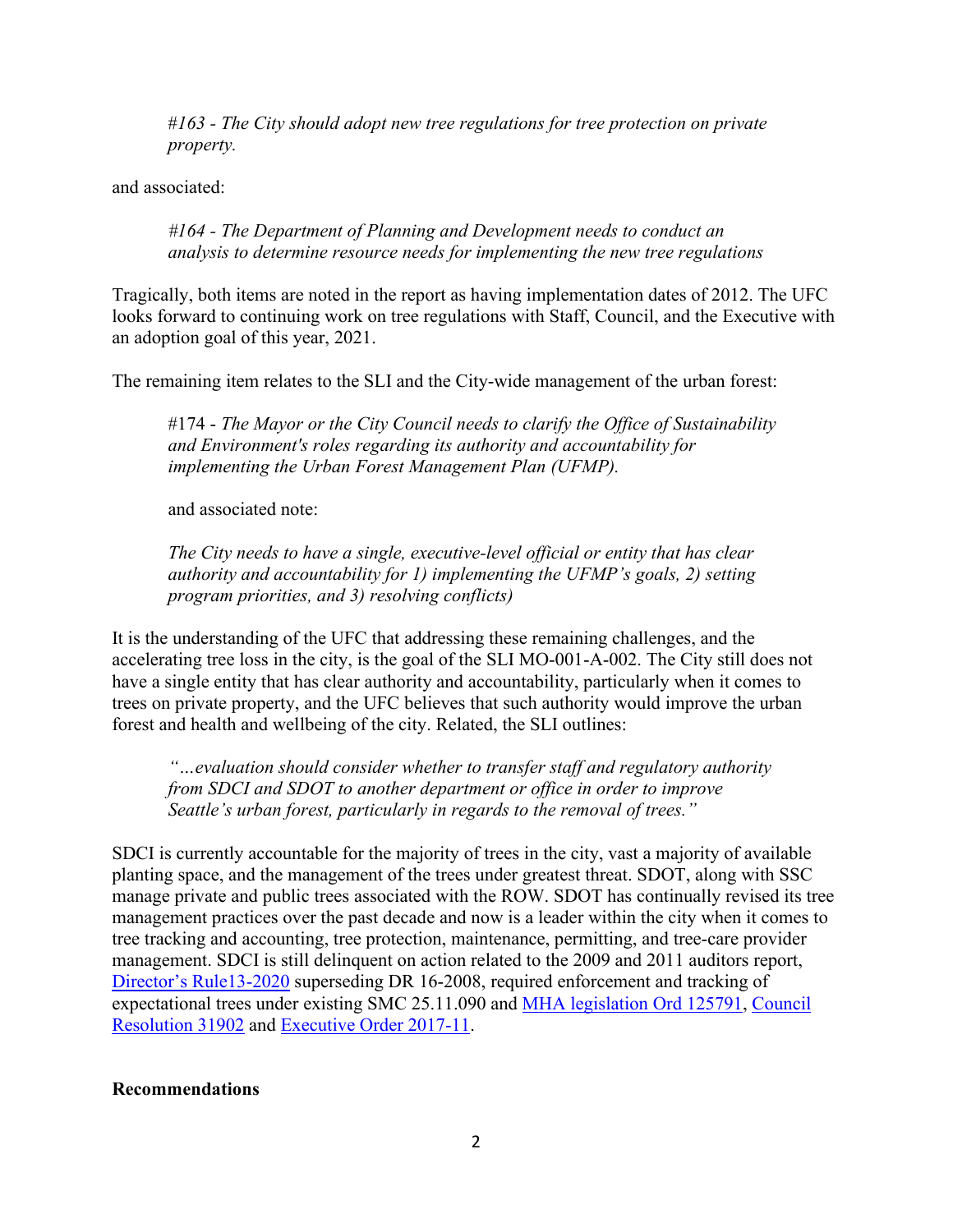> *#163 - The City should adopt new tree regulations for tree protection on private property.*

and associated:

> *#164 - The Department of Planning and Development needs to conduct an analysis to determine resource needs for implementing the new tree regulations*

Tragically, both items are noted in the report as having implementation dates of 2012. The UFC looks forward to continuing work on tree regulations with Staff, Council, and the Executive with an adoption goal of this year, 2021.

The remaining item relates to the SLI and the City-wide management of the urban forest:

> #174 - *The Mayor or the City Council needs to clarify the Office of Sustainability and Environment's roles regarding its authority and accountability for implementing the Urban Forest Management Plan (UFMP).*
>
> and associated note:
>
> *The City needs to have a single, executive-level official or entity that has clear authority and accountability for 1) implementing the UFMP's goals, 2) setting program priorities, and 3) resolving conflicts)*

It is the understanding of the UFC that addressing these remaining challenges, and the accelerating tree loss in the city, is the goal of the SLI MO-001-A-002. The City still does not have a single entity that has clear authority and accountability, particularly when it comes to trees on private property, and the UFC believes that such authority would improve the urban forest and health and wellbeing of the city. Related, the SLI outlines:

> *"…evaluation should consider whether to transfer staff and regulatory authority from SDCI and SDOT to another department or office in order to improve Seattle's urban forest, particularly in regards to the removal of trees."*

SDCI is currently accountable for the majority of trees in the city, vast a majority of available planting space, and the management of the trees under greatest threat. SDOT, along with SSC manage private and public trees associated with the ROW. SDOT has continually revised its tree management practices over the past decade and now is a leader within the city when it comes to tree tracking and accounting, tree protection, maintenance, permitting, and tree-care provider management. SDCI is still delinquent on action related to the 2009 and 2011 auditors report, Director's Rule13-2020 superseding DR 16-2008, required enforcement and tracking of expectational trees under existing SMC 25.11.090 and MHA legislation Ord 125791, Council Resolution 31902 and Executive Order 2017-11.

**Recommendations**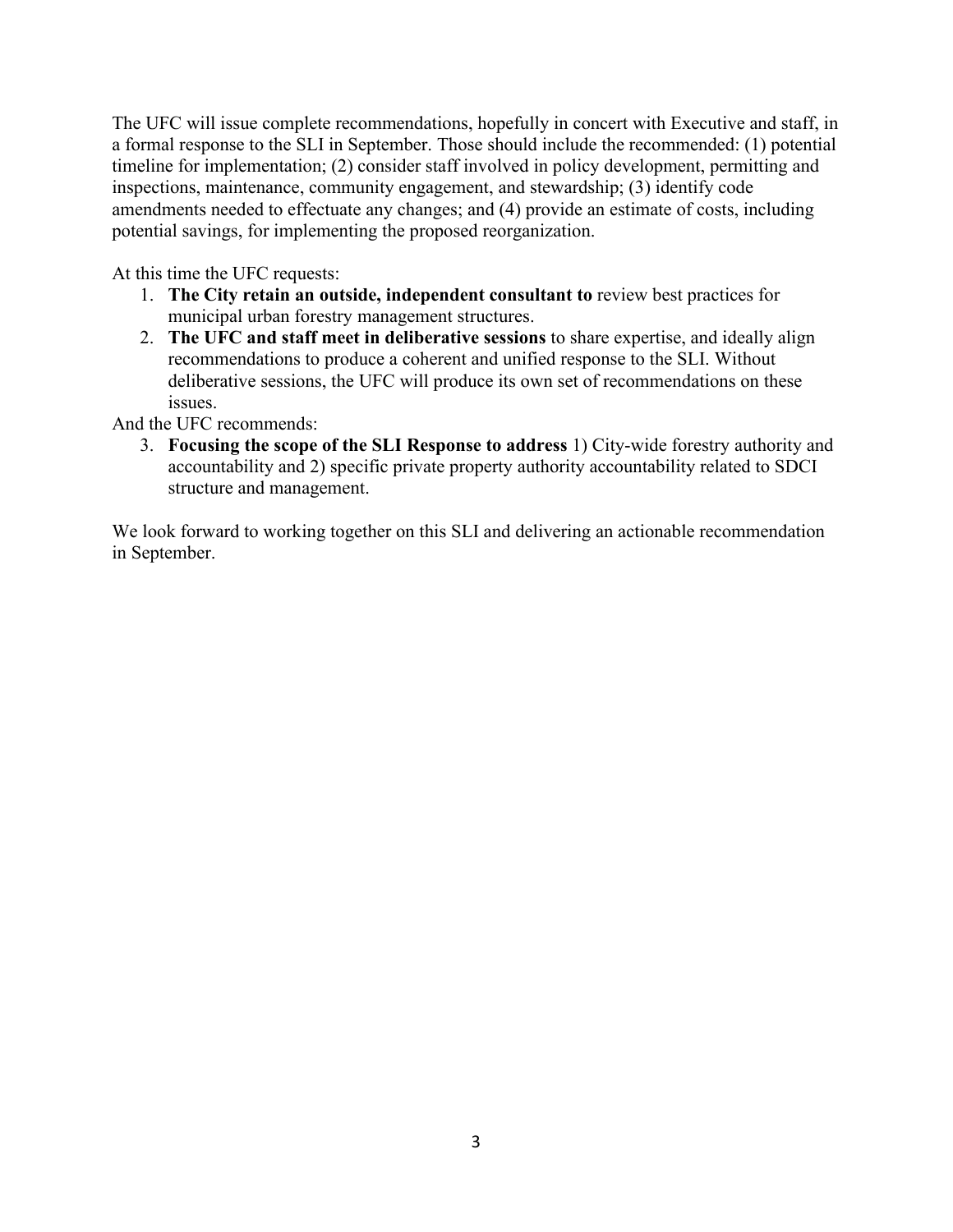The UFC will issue complete recommendations, hopefully in concert with Executive and staff, in a formal response to the SLI in September. Those should include the recommended: (1) potential timeline for implementation; (2) consider staff involved in policy development, permitting and inspections, maintenance, community engagement, and stewardship; (3) identify code amendments needed to effectuate any changes; and (4) provide an estimate of costs, including potential savings, for implementing the proposed reorganization.

At this time the UFC requests:

1. **The City retain an outside, independent consultant to** review best practices for municipal urban forestry management structures.
2. **The UFC and staff meet in deliberative sessions** to share expertise, and ideally align recommendations to produce a coherent and unified response to the SLI. Without deliberative sessions, the UFC will produce its own set of recommendations on these issues.

And the UFC recommends:

3. **Focusing the scope of the SLI Response to address** 1) City-wide forestry authority and accountability and 2) specific private property authority accountability related to SDCI structure and management.

We look forward to working together on this SLI and delivering an actionable recommendation in September.